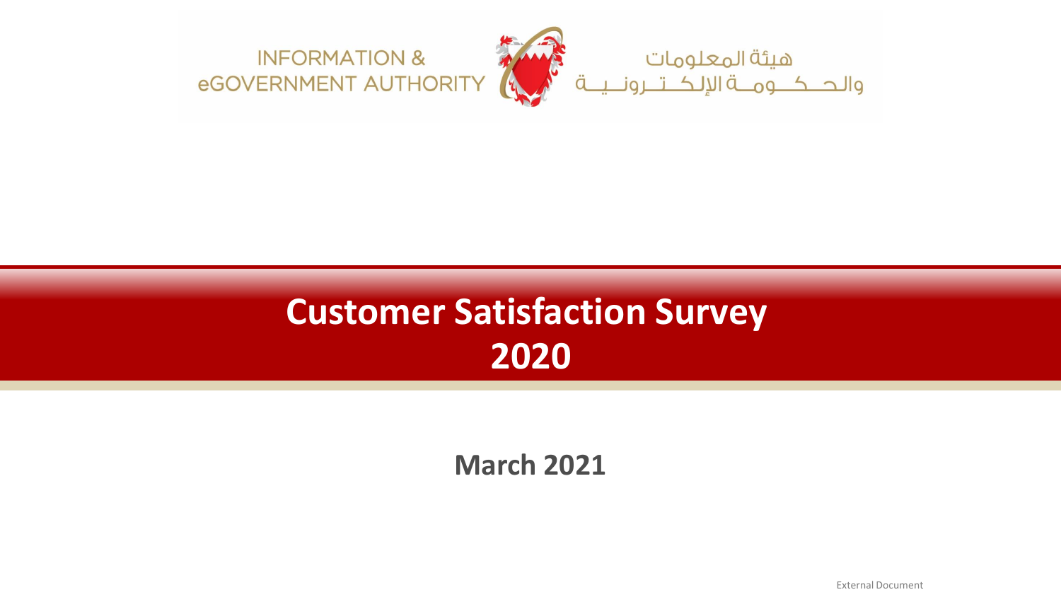INFORMATION & eGOVERNMENT AUTHORITY

هيئة المعلومات والحكومة الإلكترونية

# Customer Satisfaction Survey 2020

## March 2021

External Document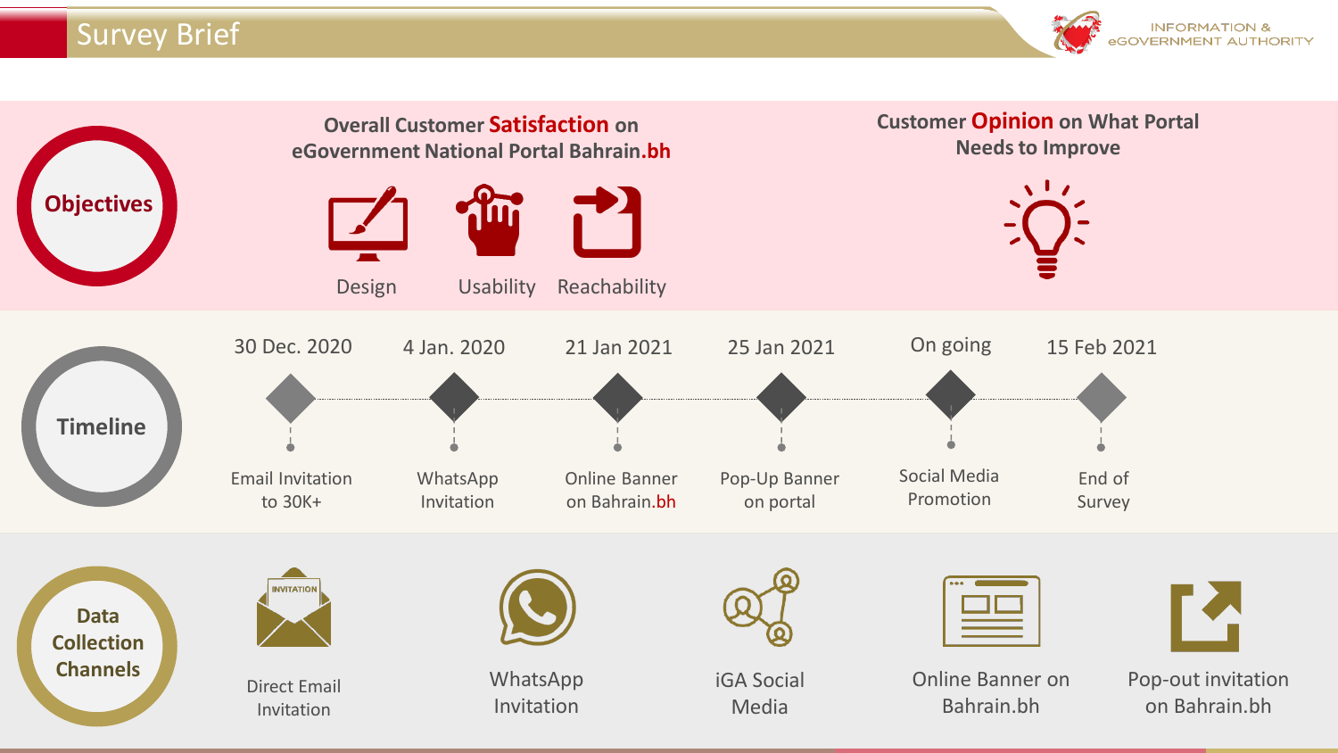# Survey Brief

INFORMATION & eGOVERNMENT AUTHORITY

## Objectives

**Overall Customer Satisfaction on eGovernment National Portal Bahrain.bh**

- Design
- Usability
- Reachability

**Customer Opinion on What Portal Needs to Improve**

## Timeline

| Date | Event |
|---|---|
| 30 Dec. 2020 | Email Invitation to 30K+ |
| 4 Jan. 2020 | WhatsApp Invitation |
| 21 Jan 2021 | Online Banner on Bahrain.bh |
| 25 Jan 2021 | Pop-Up Banner on portal |
| On going | Social Media Promotion |
| 15 Feb 2021 | End of Survey |

## Data Collection Channels

- Direct Email Invitation
- WhatsApp Invitation
- iGA Social Media
- Online Banner on Bahrain.bh
- Pop-out invitation on Bahrain.bh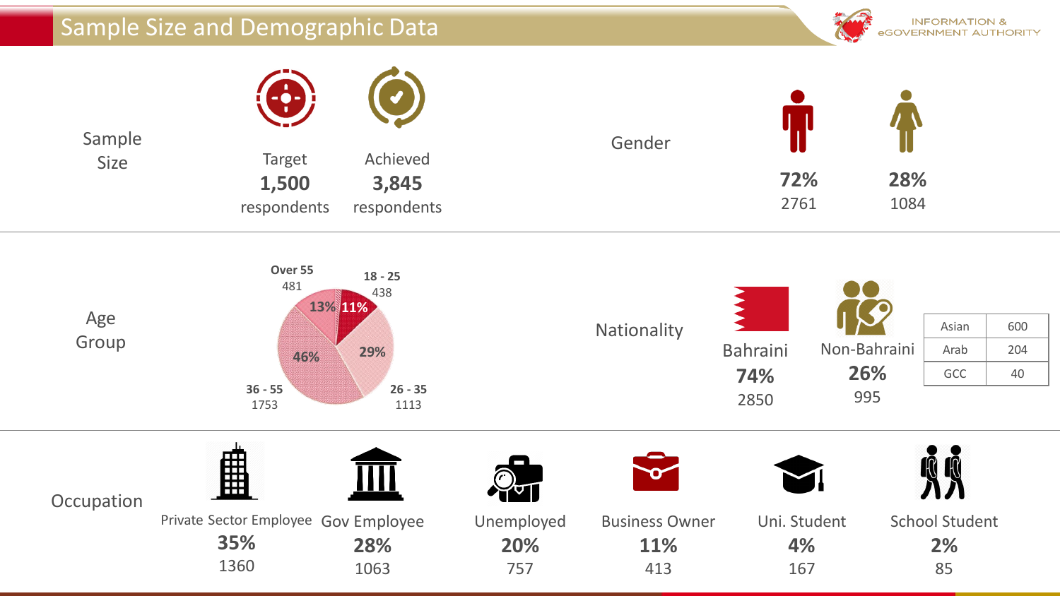# Sample Size and Demographic Data

INFORMATION & eGOVERNMENT AUTHORITY

## Sample Size

| Target | Achieved |
| --- | --- |
| **1,500** respondents | **3,845** respondents |

## Gender

| Male | Female |
| --- | --- |
| **72%** | **28%** |
| 2761 | 1084 |

## Age Group

| Age Group | Count | % |
| --- | --- | --- |
| 18 - 25 | 438 | 11% |
| 26 - 35 | 1113 | 29% |
| 36 - 55 | 1753 | 46% |
| Over 55 | 481 | 13% |

## Nationality

| Bahraini | Non-Bahraini |
| --- | --- |
| **74%** | **26%** |
| 2850 | 995 |

| Asian | 600 |
| --- | --- |
| Arab | 204 |
| GCC | 40 |

## Occupation

| Private Sector Employee | Gov Employee | Unemployed | Business Owner | Uni. Student | School Student |
| --- | --- | --- | --- | --- | --- |
| **35%** | **28%** | **20%** | **11%** | **4%** | **2%** |
| 1360 | 1063 | 757 | 413 | 167 | 85 |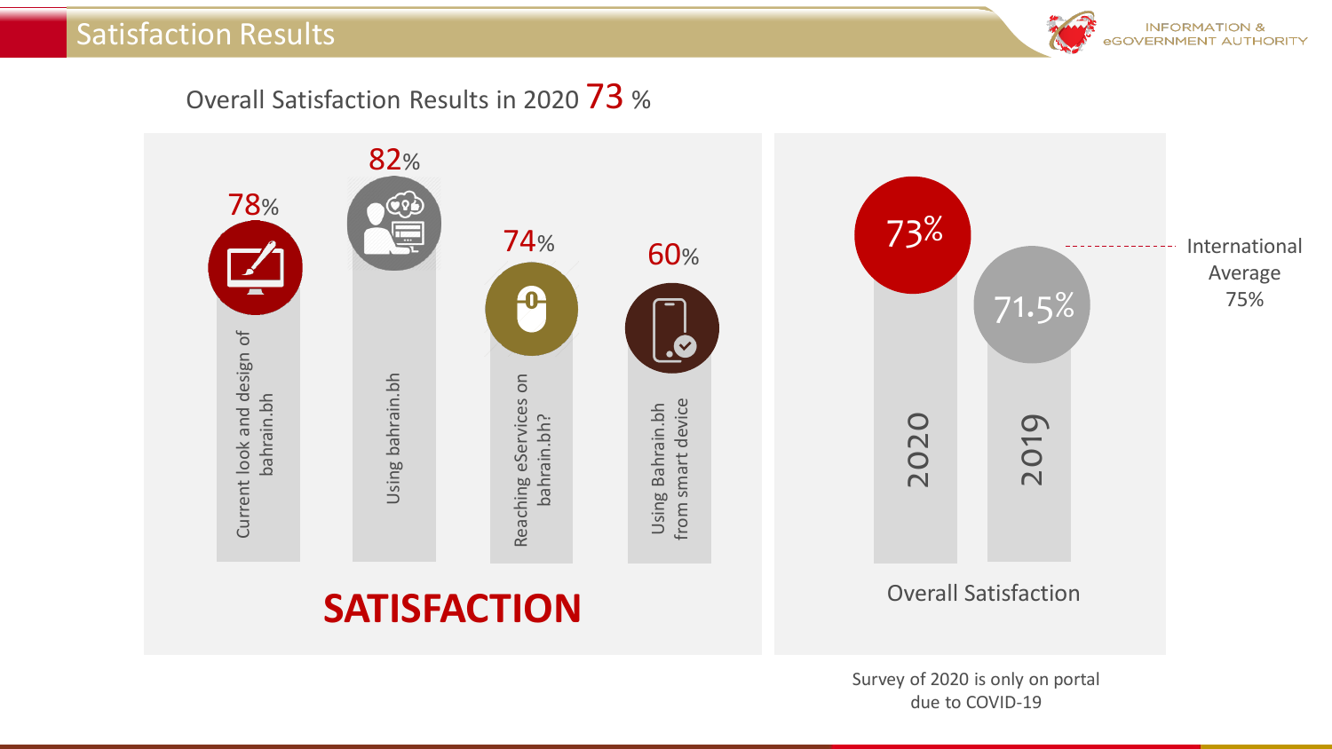## Satisfaction Results

Overall Satisfaction Results in 2020 73 %

| Item | Satisfaction |
| --- | --- |
| Current look and design of bahrain.bh | 78% |
| Using bahrain.bh | 82% |
| Reaching eServices on bahrain.bh? | 74% |
| Using Bahrain.bh from smart device | 60% |

**SATISFACTION**

| Year | Overall Satisfaction |
| --- | --- |
| 2020 | 73% |
| 2019 | 71.5% |

International Average 75%

Overall Satisfaction

Survey of 2020 is only on portal due to COVID-19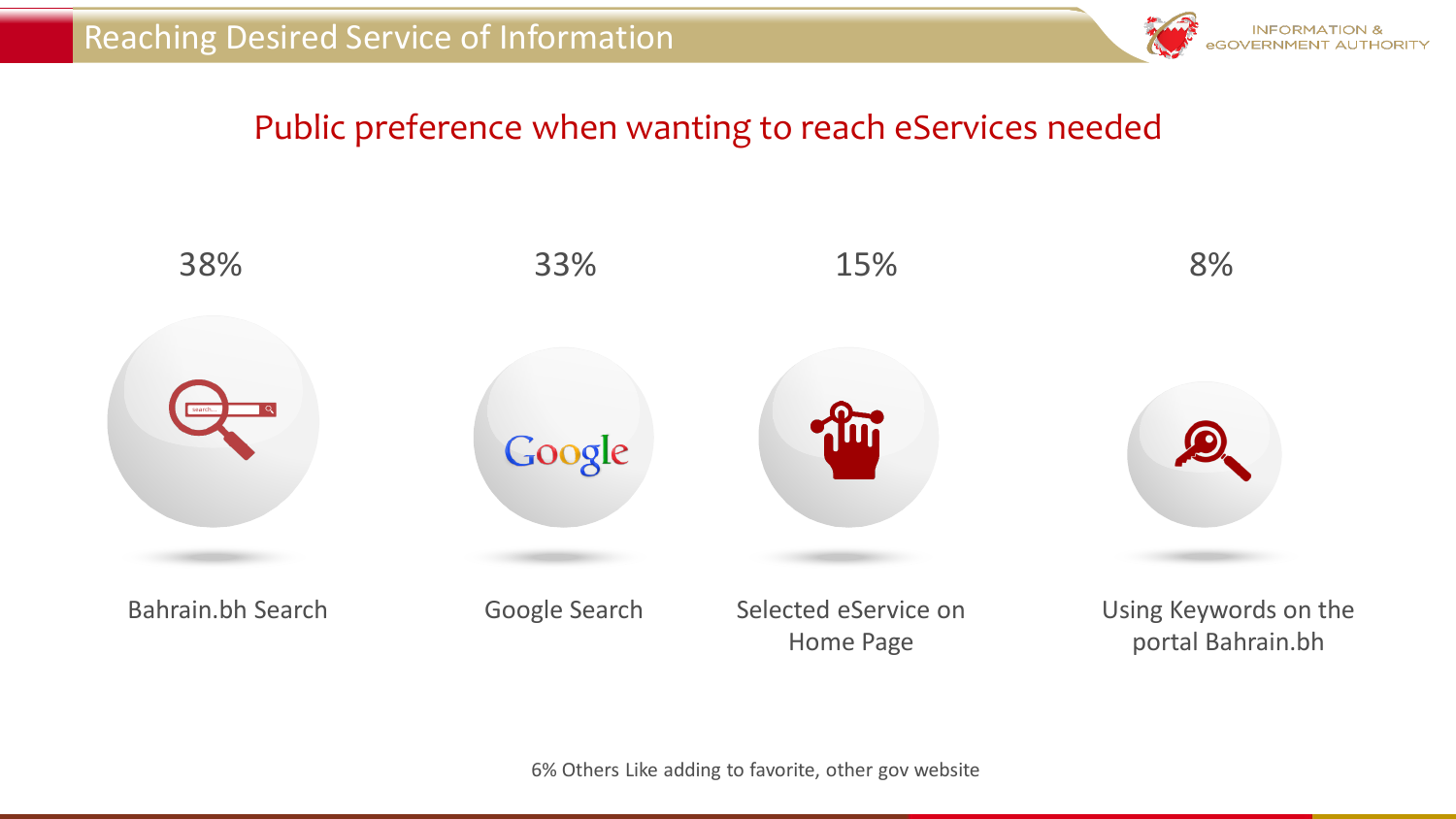# Reaching Desired Service of Information

## Public preference when wanting to reach eServices needed

| 38% | 33% | 15% | 8% |
|---|---|---|---|
| Bahrain.bh Search | Google Search | Selected eService on Home Page | Using Keywords on the portal Bahrain.bh |

6% Others Like adding to favorite, other gov website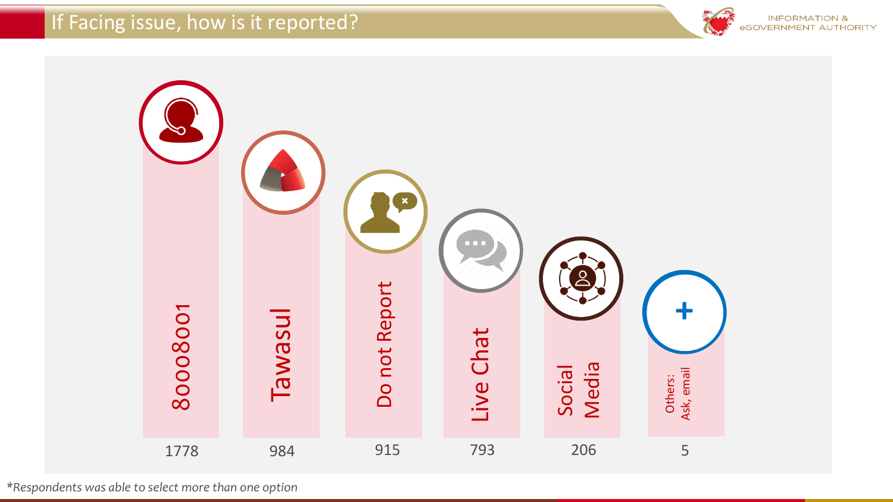# If Facing issue, how is it reported?

| Channel | Responses |
|---|---|
| 80008001 | 1778 |
| Tawasul | 984 |
| Do not Report | 915 |
| Live Chat | 793 |
| Social Media | 206 |
| Others: Ask, email | 5 |

*Respondents was able to select more than one option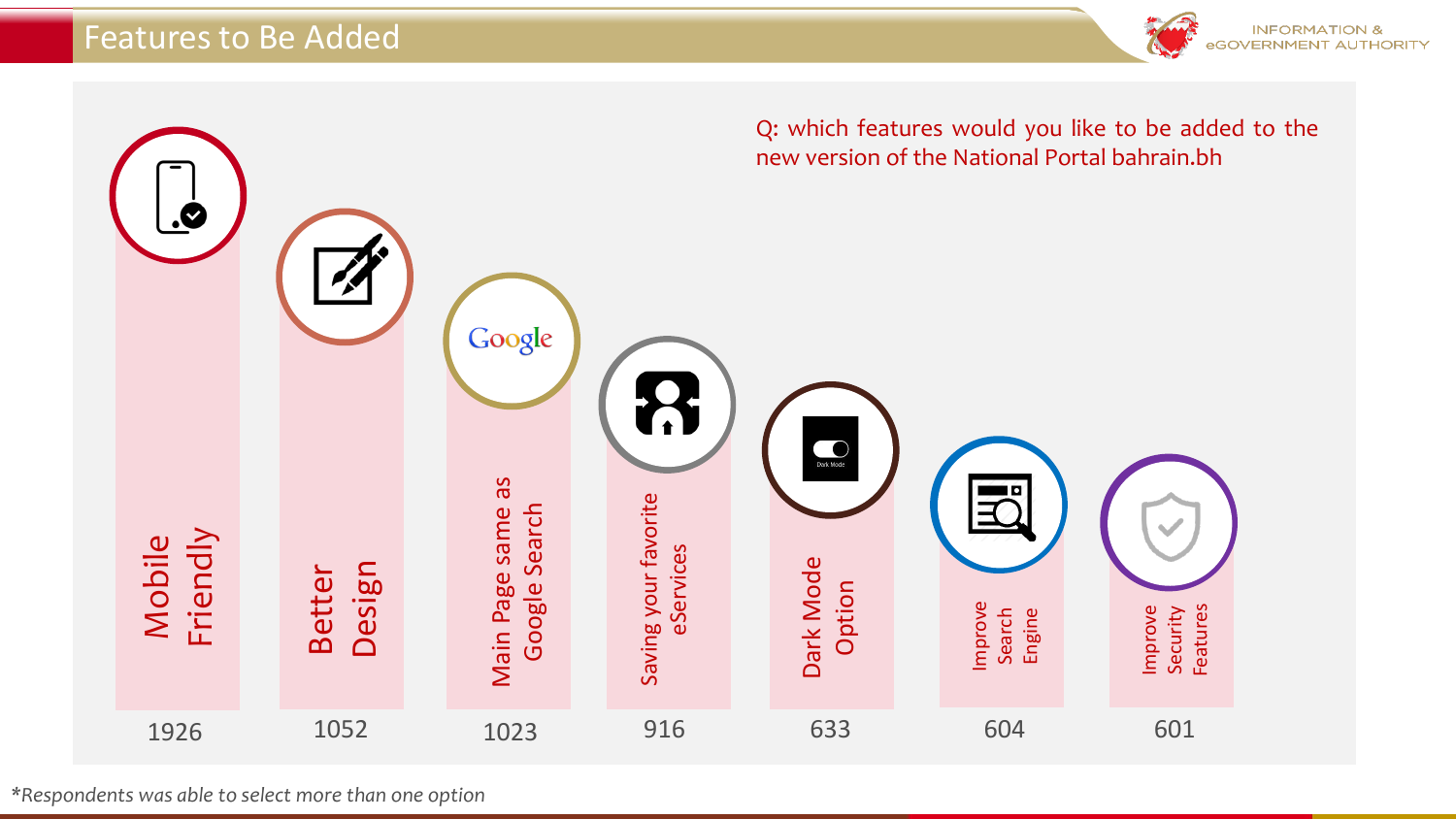# Features to Be Added

Q: which features would you like to be added to the new version of the National Portal bahrain.bh

| Feature | Responses |
| --- | --- |
| Mobile Friendly | 1926 |
| Better Design | 1052 |
| Main Page same as Google Search | 1023 |
| Saving your favorite eServices | 916 |
| Dark Mode Option | 633 |
| Improve Search Engine | 604 |
| Improve Security Features | 601 |

*Respondents was able to select more than one option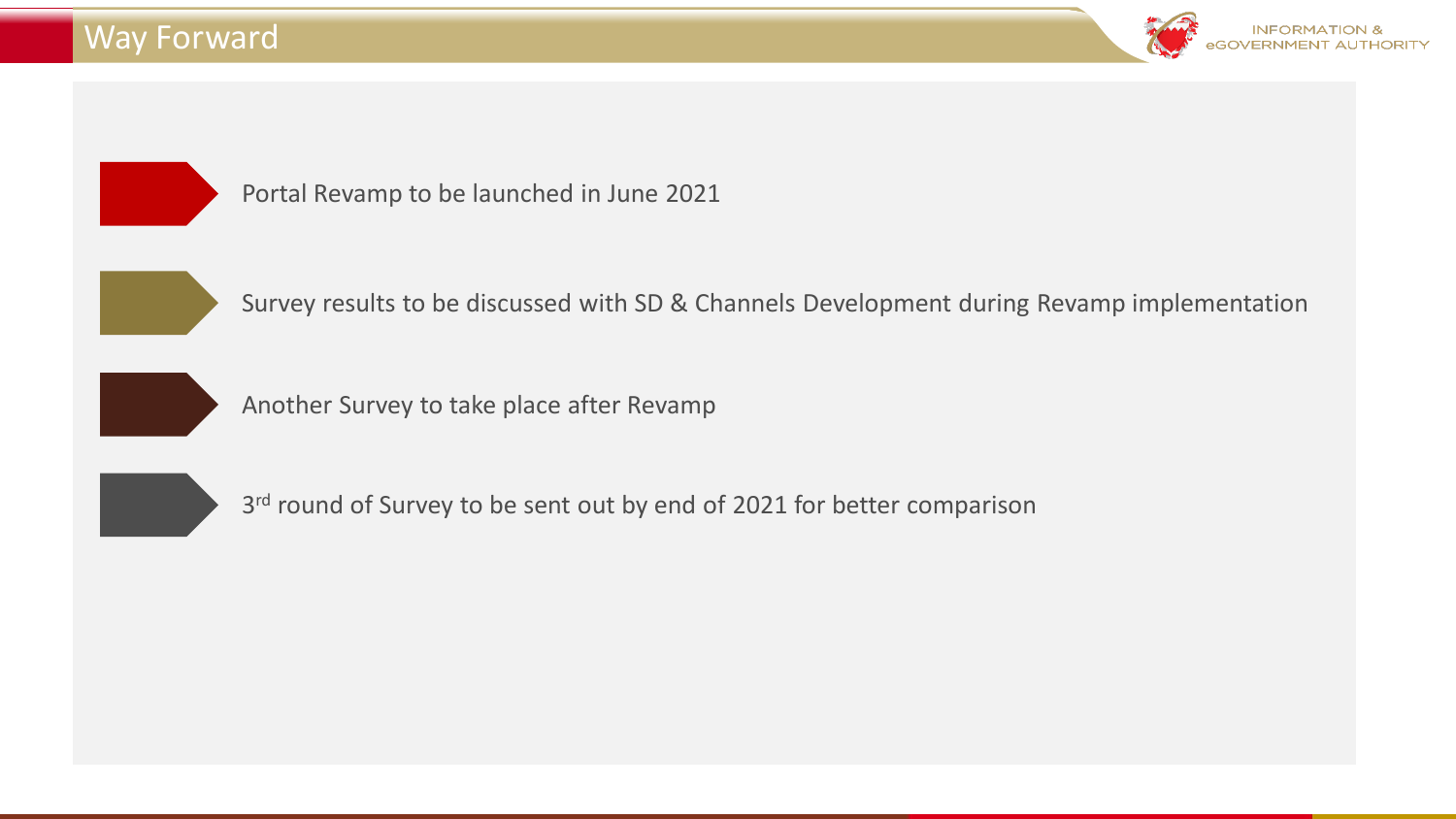# Way Forward

- Portal Revamp to be launched in June 2021
- Survey results to be discussed with SD & Channels Development during Revamp implementation
- Another Survey to take place after Revamp
- 3rd round of Survey to be sent out by end of 2021 for better comparison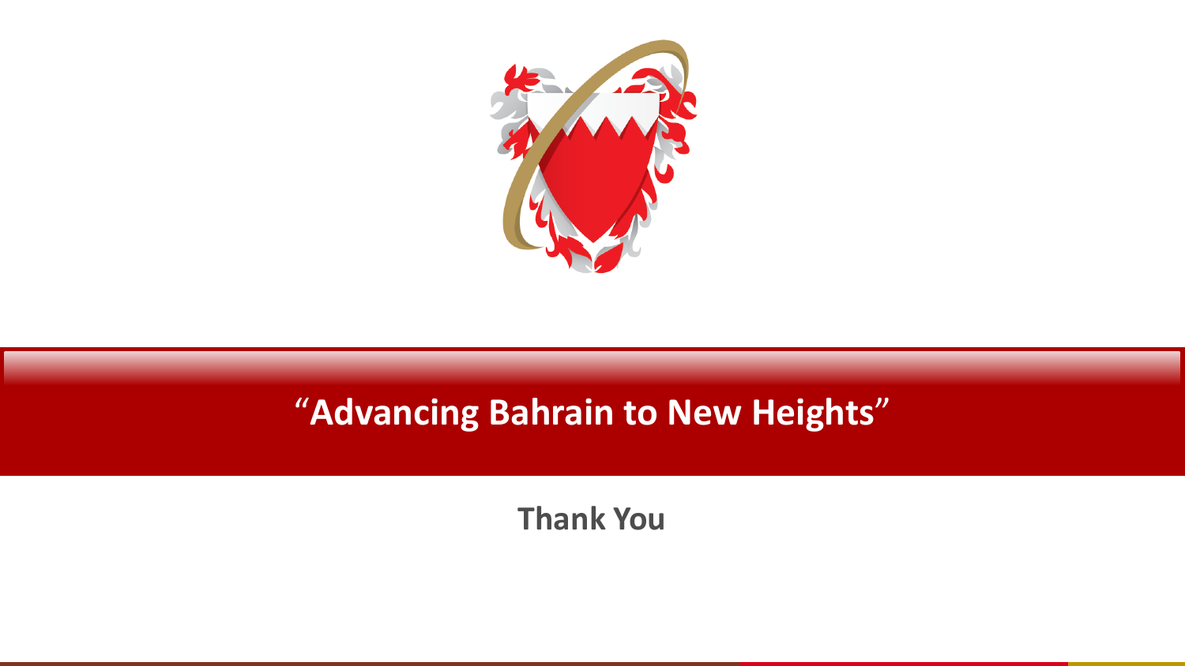“Advancing Bahrain to New Heights”

Thank You